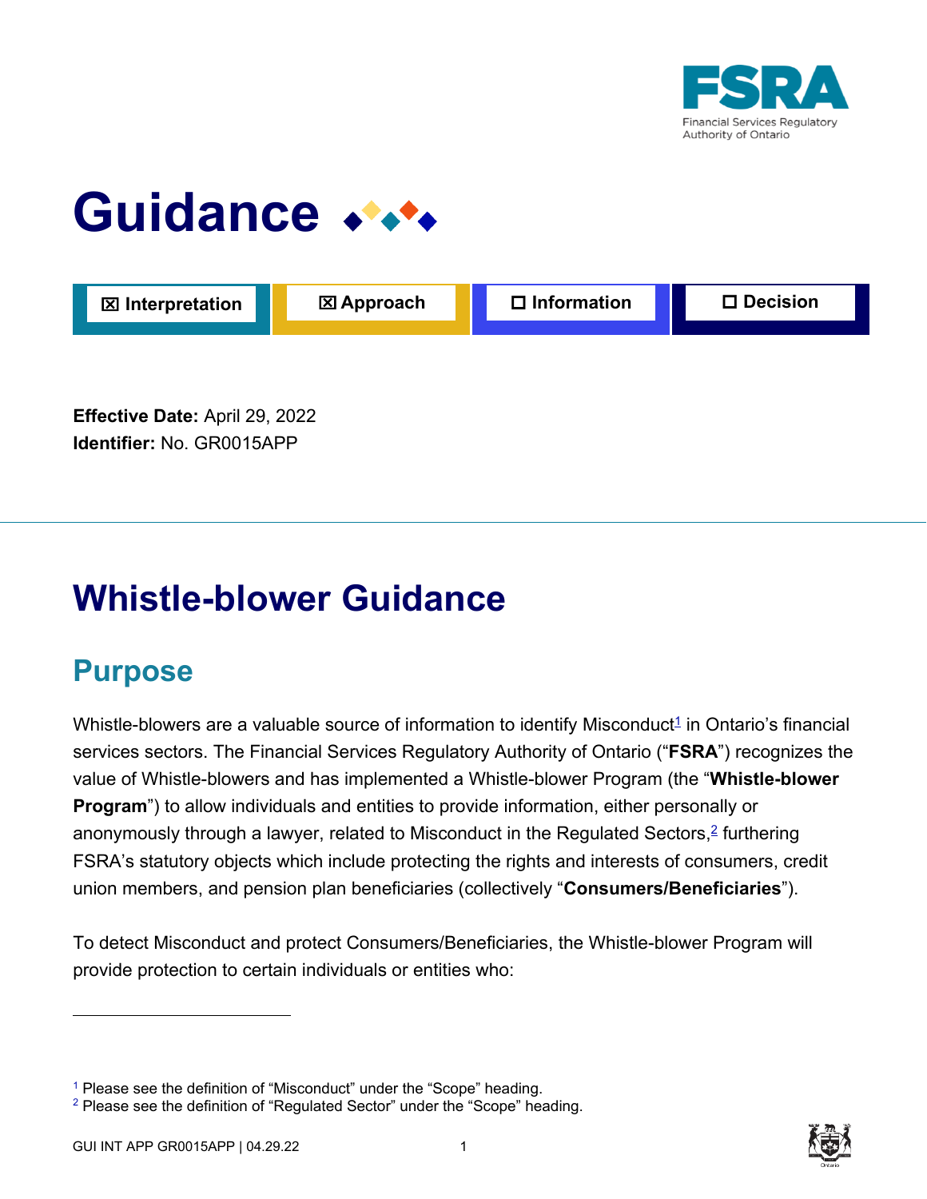# Guidance

☒ Interpretation ☒ Approach ☐ Information ☐ Decision

**Effective Date:** April 29, 2022
**Identifier:** No. GR0015APP

---

# Whistle-blower Guidance

## Purpose

Whistle-blowers are a valuable source of information to identify Misconduct[1] in Ontario's financial services sectors. The Financial Services Regulatory Authority of Ontario ("**FSRA**") recognizes the value of Whistle-blowers and has implemented a Whistle-blower Program (the "**Whistle-blower Program**") to allow individuals and entities to provide information, either personally or anonymously through a lawyer, related to Misconduct in the Regulated Sectors,[2] furthering FSRA's statutory objects which include protecting the rights and interests of consumers, credit union members, and pension plan beneficiaries (collectively "**Consumers/Beneficiaries**").

To detect Misconduct and protect Consumers/Beneficiaries, the Whistle-blower Program will provide protection to certain individuals or entities who:

---

[1] Please see the definition of "Misconduct" under the "Scope" heading.
[2] Please see the definition of "Regulated Sector" under the "Scope" heading.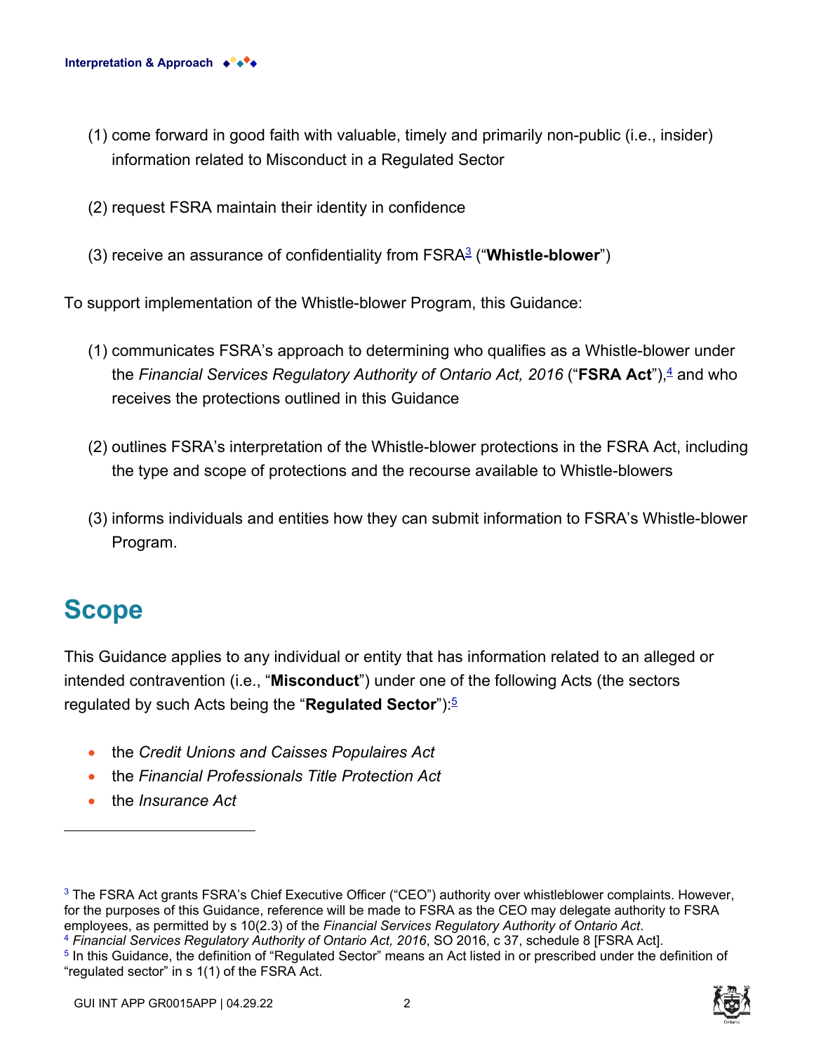(1) come forward in good faith with valuable, timely and primarily non-public (i.e., insider) information related to Misconduct in a Regulated Sector

(2) request FSRA maintain their identity in confidence

(3) receive an assurance of confidentiality from FSRA[3] ("**Whistle-blower**")

To support implementation of the Whistle-blower Program, this Guidance:

(1) communicates FSRA's approach to determining who qualifies as a Whistle-blower under the *Financial Services Regulatory Authority of Ontario Act, 2016* ("**FSRA Act**"),[4] and who receives the protections outlined in this Guidance

(2) outlines FSRA's interpretation of the Whistle-blower protections in the FSRA Act, including the type and scope of protections and the recourse available to Whistle-blowers

(3) informs individuals and entities how they can submit information to FSRA's Whistle-blower Program.

# Scope

This Guidance applies to any individual or entity that has information related to an alleged or intended contravention (i.e., "**Misconduct**") under one of the following Acts (the sectors regulated by such Acts being the "**Regulated Sector**"):[5]

- the *Credit Unions and Caisses Populaires Act*
- the *Financial Professionals Title Protection Act*
- the *Insurance Act*

---

[3] The FSRA Act grants FSRA's Chief Executive Officer ("CEO") authority over whistleblower complaints. However, for the purposes of this Guidance, reference will be made to FSRA as the CEO may delegate authority to FSRA employees, as permitted by s 10(2.3) of the *Financial Services Regulatory Authority of Ontario Act*.

[4] *Financial Services Regulatory Authority of Ontario Act, 2016*, SO 2016, c 37, schedule 8 [FSRA Act].

[5] In this Guidance, the definition of "Regulated Sector" means an Act listed in or prescribed under the definition of "regulated sector" in s 1(1) of the FSRA Act.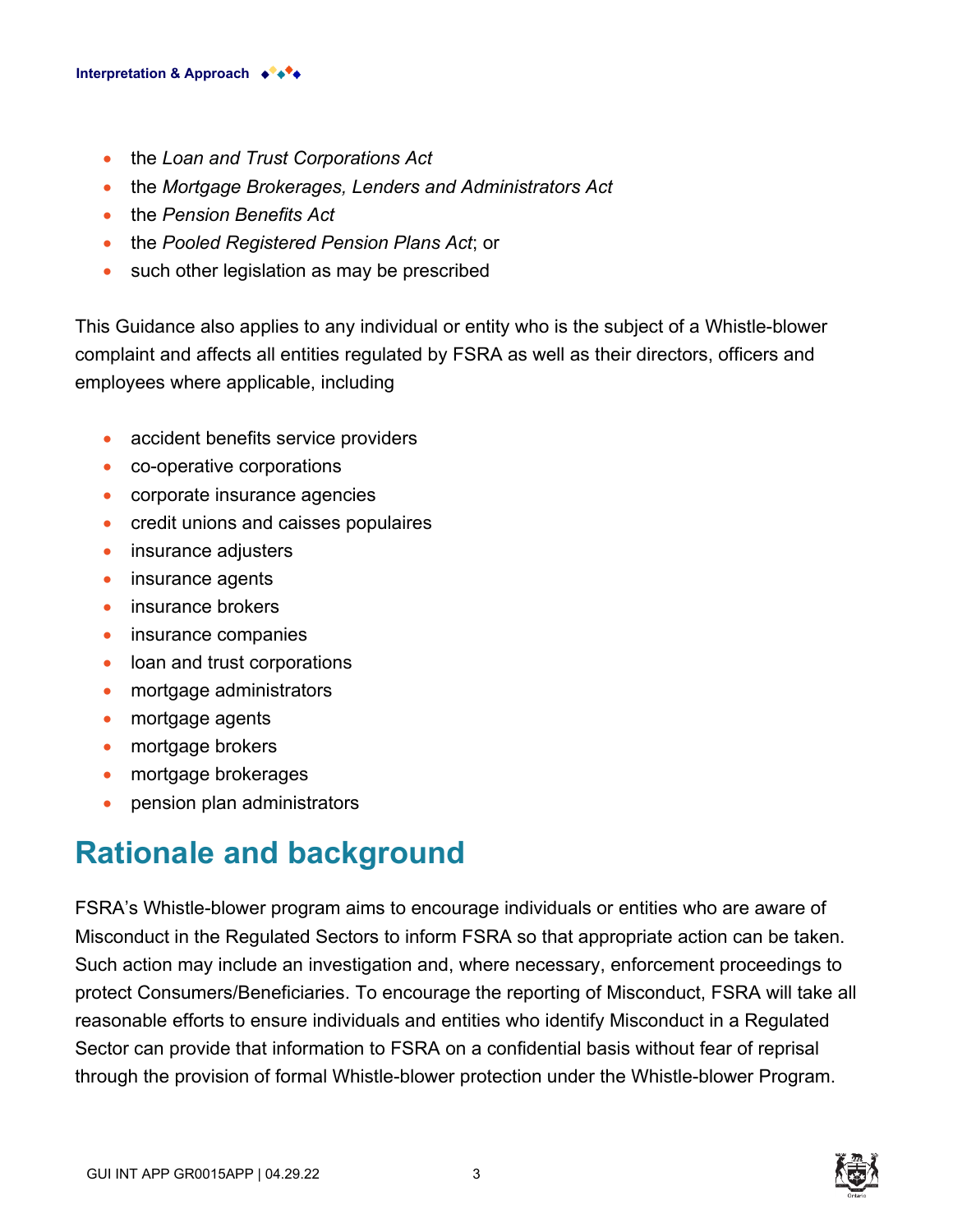- the *Loan and Trust Corporations Act*
- the *Mortgage Brokerages, Lenders and Administrators Act*
- the *Pension Benefits Act*
- the *Pooled Registered Pension Plans Act*; or
- such other legislation as may be prescribed

This Guidance also applies to any individual or entity who is the subject of a Whistle-blower complaint and affects all entities regulated by FSRA as well as their directors, officers and employees where applicable, including

- accident benefits service providers
- co-operative corporations
- corporate insurance agencies
- credit unions and caisses populaires
- insurance adjusters
- insurance agents
- insurance brokers
- insurance companies
- loan and trust corporations
- mortgage administrators
- mortgage agents
- mortgage brokers
- mortgage brokerages
- pension plan administrators

## Rationale and background

FSRA's Whistle-blower program aims to encourage individuals or entities who are aware of Misconduct in the Regulated Sectors to inform FSRA so that appropriate action can be taken. Such action may include an investigation and, where necessary, enforcement proceedings to protect Consumers/Beneficiaries. To encourage the reporting of Misconduct, FSRA will take all reasonable efforts to ensure individuals and entities who identify Misconduct in a Regulated Sector can provide that information to FSRA on a confidential basis without fear of reprisal through the provision of formal Whistle-blower protection under the Whistle-blower Program.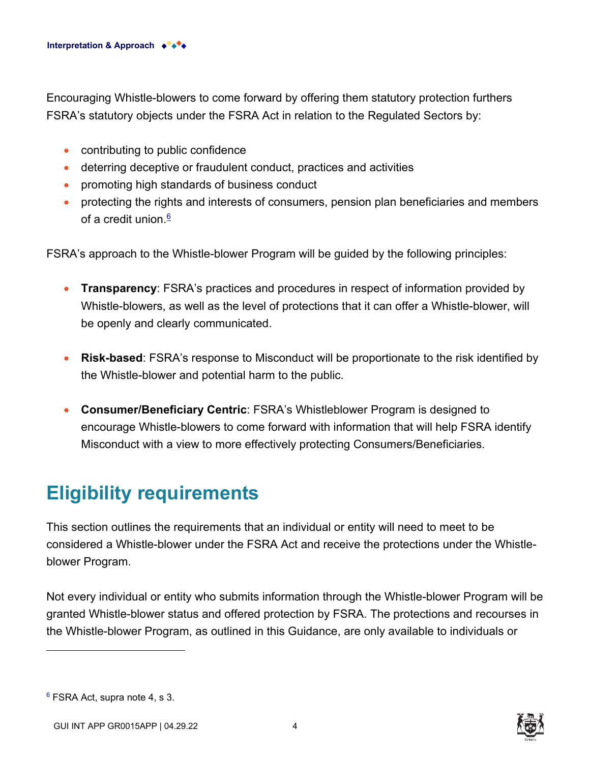Encouraging Whistle-blowers to come forward by offering them statutory protection furthers FSRA's statutory objects under the FSRA Act in relation to the Regulated Sectors by:

- contributing to public confidence
- deterring deceptive or fraudulent conduct, practices and activities
- promoting high standards of business conduct
- protecting the rights and interests of consumers, pension plan beneficiaries and members of a credit union.[6]

FSRA's approach to the Whistle-blower Program will be guided by the following principles:

- **Transparency**: FSRA's practices and procedures in respect of information provided by Whistle-blowers, as well as the level of protections that it can offer a Whistle-blower, will be openly and clearly communicated.

- **Risk-based**: FSRA's response to Misconduct will be proportionate to the risk identified by the Whistle-blower and potential harm to the public.

- **Consumer/Beneficiary Centric**: FSRA's Whistleblower Program is designed to encourage Whistle-blowers to come forward with information that will help FSRA identify Misconduct with a view to more effectively protecting Consumers/Beneficiaries.

# Eligibility requirements

This section outlines the requirements that an individual or entity will need to meet to be considered a Whistle-blower under the FSRA Act and receive the protections under the Whistle-blower Program.

Not every individual or entity who submits information through the Whistle-blower Program will be granted Whistle-blower status and offered protection by FSRA. The protections and recourses in the Whistle-blower Program, as outlined in this Guidance, are only available to individuals or

[6] FSRA Act, supra note 4, s 3.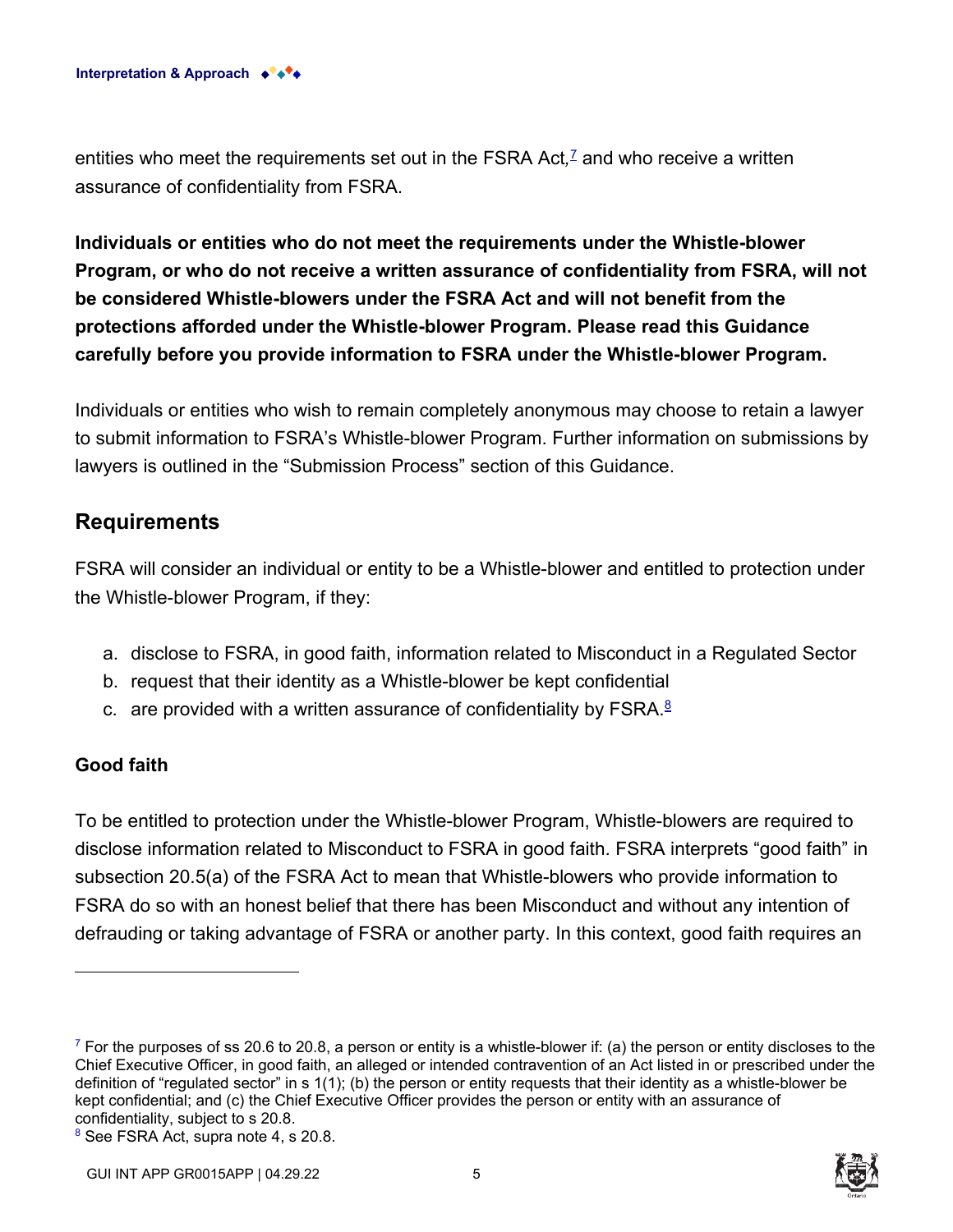entities who meet the requirements set out in the FSRA Act,[7] and who receive a written assurance of confidentiality from FSRA.

**Individuals or entities who do not meet the requirements under the Whistle-blower Program, or who do not receive a written assurance of confidentiality from FSRA, will not be considered Whistle-blowers under the FSRA Act and will not benefit from the protections afforded under the Whistle-blower Program. Please read this Guidance carefully before you provide information to FSRA under the Whistle-blower Program.**

Individuals or entities who wish to remain completely anonymous may choose to retain a lawyer to submit information to FSRA's Whistle-blower Program. Further information on submissions by lawyers is outlined in the "Submission Process" section of this Guidance.

## Requirements

FSRA will consider an individual or entity to be a Whistle-blower and entitled to protection under the Whistle-blower Program, if they:

a. disclose to FSRA, in good faith, information related to Misconduct in a Regulated Sector
b. request that their identity as a Whistle-blower be kept confidential
c. are provided with a written assurance of confidentiality by FSRA.[8]

### Good faith

To be entitled to protection under the Whistle-blower Program, Whistle-blowers are required to disclose information related to Misconduct to FSRA in good faith. FSRA interprets "good faith" in subsection 20.5(a) of the FSRA Act to mean that Whistle-blowers who provide information to FSRA do so with an honest belief that there has been Misconduct and without any intention of defrauding or taking advantage of FSRA or another party. In this context, good faith requires an

---

[7] For the purposes of ss 20.6 to 20.8, a person or entity is a whistle-blower if: (a) the person or entity discloses to the Chief Executive Officer, in good faith, an alleged or intended contravention of an Act listed in or prescribed under the definition of "regulated sector" in s 1(1); (b) the person or entity requests that their identity as a whistle-blower be kept confidential; and (c) the Chief Executive Officer provides the person or entity with an assurance of confidentiality, subject to s 20.8.

[8] See FSRA Act, supra note 4, s 20.8.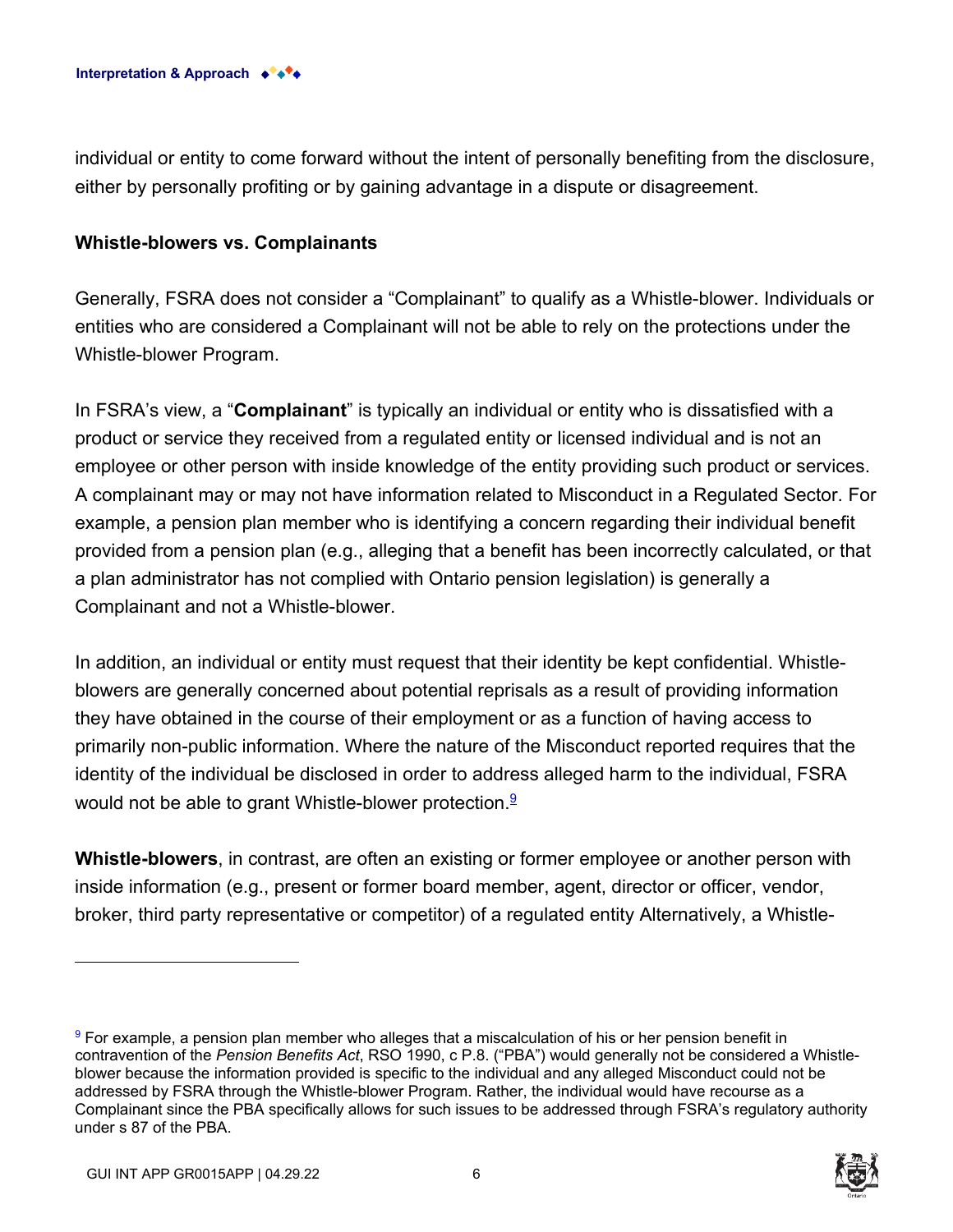individual or entity to come forward without the intent of personally benefiting from the disclosure, either by personally profiting or by gaining advantage in a dispute or disagreement.

**Whistle-blowers vs. Complainants**

Generally, FSRA does not consider a "Complainant" to qualify as a Whistle-blower. Individuals or entities who are considered a Complainant will not be able to rely on the protections under the Whistle-blower Program.

In FSRA's view, a "**Complainant**" is typically an individual or entity who is dissatisfied with a product or service they received from a regulated entity or licensed individual and is not an employee or other person with inside knowledge of the entity providing such product or services. A complainant may or may not have information related to Misconduct in a Regulated Sector. For example, a pension plan member who is identifying a concern regarding their individual benefit provided from a pension plan (e.g., alleging that a benefit has been incorrectly calculated, or that a plan administrator has not complied with Ontario pension legislation) is generally a Complainant and not a Whistle-blower.

In addition, an individual or entity must request that their identity be kept confidential. Whistle-blowers are generally concerned about potential reprisals as a result of providing information they have obtained in the course of their employment or as a function of having access to primarily non-public information. Where the nature of the Misconduct reported requires that the identity of the individual be disclosed in order to address alleged harm to the individual, FSRA would not be able to grant Whistle-blower protection.[9]

**Whistle-blowers**, in contrast, are often an existing or former employee or another person with inside information (e.g., present or former board member, agent, director or officer, vendor, broker, third party representative or competitor) of a regulated entity Alternatively, a Whistle-

---

[9] For example, a pension plan member who alleges that a miscalculation of his or her pension benefit in contravention of the *Pension Benefits Act*, RSO 1990, c P.8. ("PBA") would generally not be considered a Whistle-blower because the information provided is specific to the individual and any alleged Misconduct could not be addressed by FSRA through the Whistle-blower Program. Rather, the individual would have recourse as a Complainant since the PBA specifically allows for such issues to be addressed through FSRA's regulatory authority under s 87 of the PBA.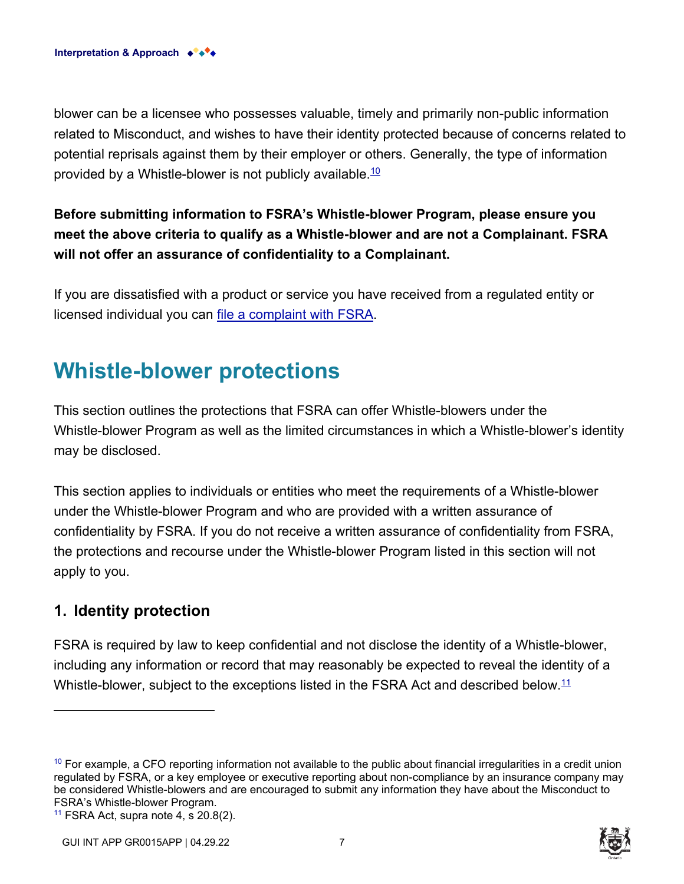blower can be a licensee who possesses valuable, timely and primarily non-public information related to Misconduct, and wishes to have their identity protected because of concerns related to potential reprisals against them by their employer or others. Generally, the type of information provided by a Whistle-blower is not publicly available.[10]

**Before submitting information to FSRA's Whistle-blower Program, please ensure you meet the above criteria to qualify as a Whistle-blower and are not a Complainant. FSRA will not offer an assurance of confidentiality to a Complainant.**

If you are dissatisfied with a product or service you have received from a regulated entity or licensed individual you can file a complaint with FSRA.

## Whistle-blower protections

This section outlines the protections that FSRA can offer Whistle-blowers under the Whistle-blower Program as well as the limited circumstances in which a Whistle-blower's identity may be disclosed.

This section applies to individuals or entities who meet the requirements of a Whistle-blower under the Whistle-blower Program and who are provided with a written assurance of confidentiality by FSRA. If you do not receive a written assurance of confidentiality from FSRA, the protections and recourse under the Whistle-blower Program listed in this section will not apply to you.

### 1. Identity protection

FSRA is required by law to keep confidential and not disclose the identity of a Whistle-blower, including any information or record that may reasonably be expected to reveal the identity of a Whistle-blower, subject to the exceptions listed in the FSRA Act and described below.[11]

---

[10] For example, a CFO reporting information not available to the public about financial irregularities in a credit union regulated by FSRA, or a key employee or executive reporting about non-compliance by an insurance company may be considered Whistle-blowers and are encouraged to submit any information they have about the Misconduct to FSRA's Whistle-blower Program.

[11] FSRA Act, supra note 4, s 20.8(2).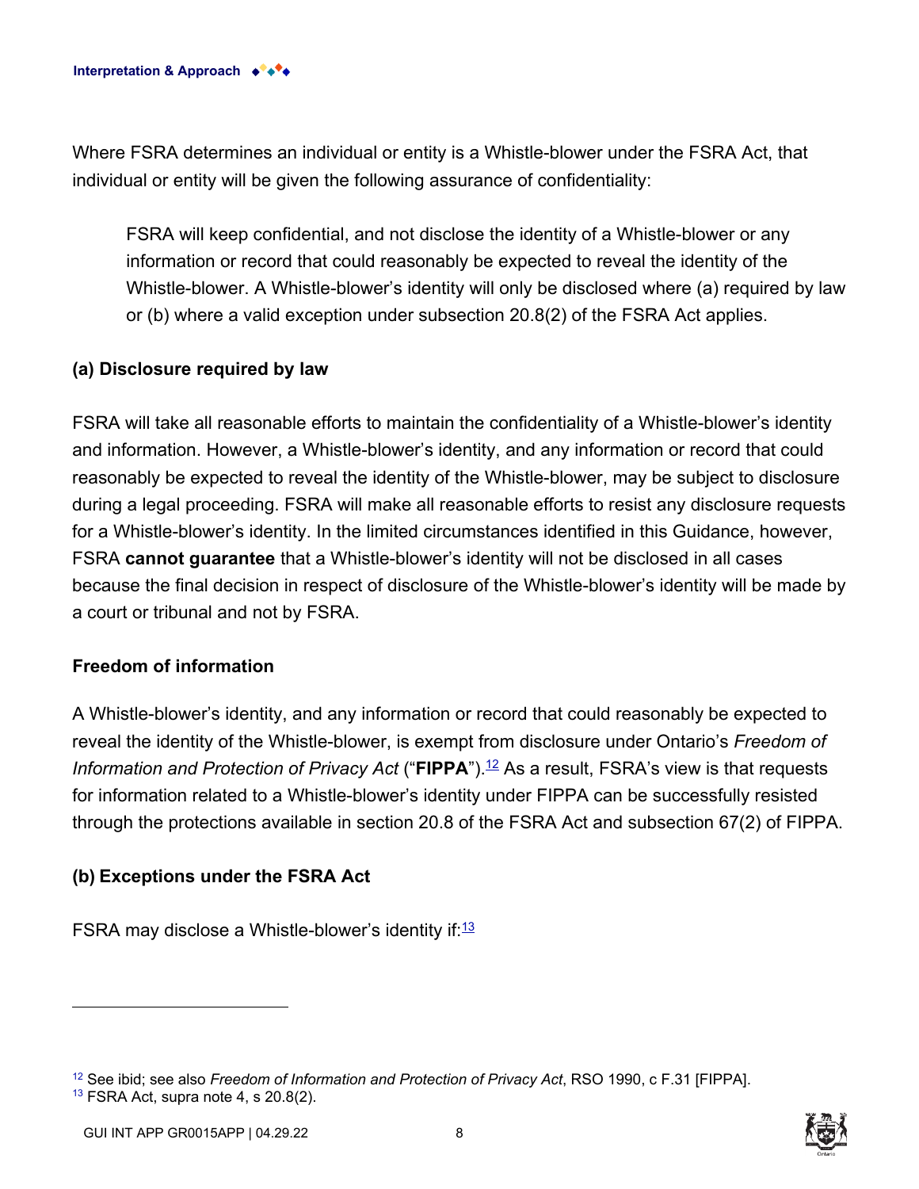Where FSRA determines an individual or entity is a Whistle-blower under the FSRA Act, that individual or entity will be given the following assurance of confidentiality:

> FSRA will keep confidential, and not disclose the identity of a Whistle-blower or any information or record that could reasonably be expected to reveal the identity of the Whistle-blower. A Whistle-blower's identity will only be disclosed where (a) required by law or (b) where a valid exception under subsection 20.8(2) of the FSRA Act applies.

### (a) Disclosure required by law

FSRA will take all reasonable efforts to maintain the confidentiality of a Whistle-blower's identity and information. However, a Whistle-blower's identity, and any information or record that could reasonably be expected to reveal the identity of the Whistle-blower, may be subject to disclosure during a legal proceeding. FSRA will make all reasonable efforts to resist any disclosure requests for a Whistle-blower's identity. In the limited circumstances identified in this Guidance, however, FSRA **cannot guarantee** that a Whistle-blower's identity will not be disclosed in all cases because the final decision in respect of disclosure of the Whistle-blower's identity will be made by a court or tribunal and not by FSRA.

### Freedom of information

A Whistle-blower's identity, and any information or record that could reasonably be expected to reveal the identity of the Whistle-blower, is exempt from disclosure under Ontario's *Freedom of Information and Protection of Privacy Act* ("**FIPPA**").[12] As a result, FSRA's view is that requests for information related to a Whistle-blower's identity under FIPPA can be successfully resisted through the protections available in section 20.8 of the FSRA Act and subsection 67(2) of FIPPA.

### (b) Exceptions under the FSRA Act

FSRA may disclose a Whistle-blower's identity if:[13]

---

[12] See ibid; see also *Freedom of Information and Protection of Privacy Act*, RSO 1990, c F.31 [FIPPA].
[13] FSRA Act, supra note 4, s 20.8(2).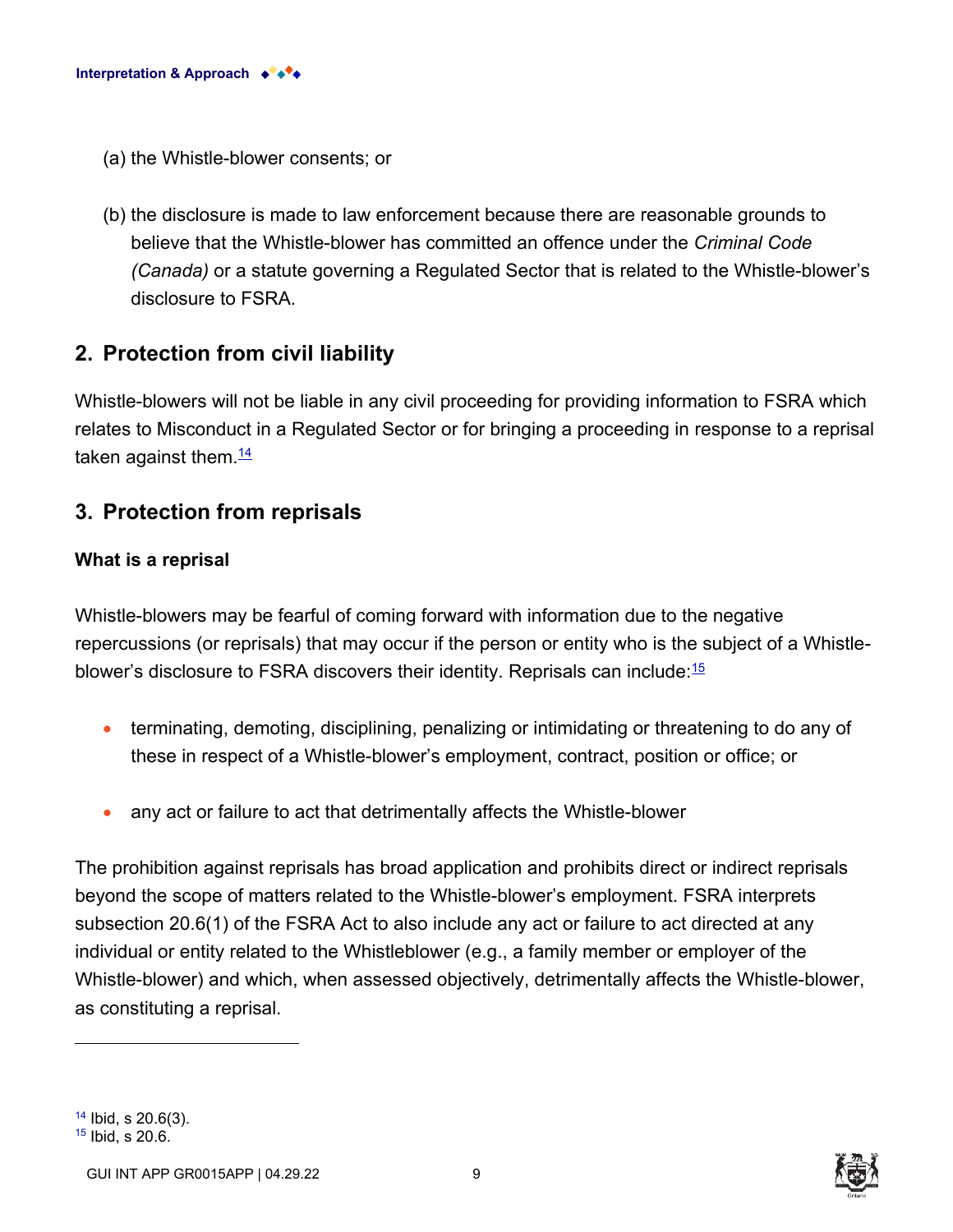(a) the Whistle-blower consents; or

(b) the disclosure is made to law enforcement because there are reasonable grounds to believe that the Whistle-blower has committed an offence under the *Criminal Code (Canada)* or a statute governing a Regulated Sector that is related to the Whistle-blower's disclosure to FSRA.

## 2. Protection from civil liability

Whistle-blowers will not be liable in any civil proceeding for providing information to FSRA which relates to Misconduct in a Regulated Sector or for bringing a proceeding in response to a reprisal taken against them.[14]

## 3. Protection from reprisals

**What is a reprisal**

Whistle-blowers may be fearful of coming forward with information due to the negative repercussions (or reprisals) that may occur if the person or entity who is the subject of a Whistle-blower's disclosure to FSRA discovers their identity. Reprisals can include:[15]

- terminating, demoting, disciplining, penalizing or intimidating or threatening to do any of these in respect of a Whistle-blower's employment, contract, position or office; or
- any act or failure to act that detrimentally affects the Whistle-blower

The prohibition against reprisals has broad application and prohibits direct or indirect reprisals beyond the scope of matters related to the Whistle-blower's employment. FSRA interprets subsection 20.6(1) of the FSRA Act to also include any act or failure to act directed at any individual or entity related to the Whistleblower (e.g., a family member or employer of the Whistle-blower) and which, when assessed objectively, detrimentally affects the Whistle-blower, as constituting a reprisal.

---

[14] Ibid, s 20.6(3).
[15] Ibid, s 20.6.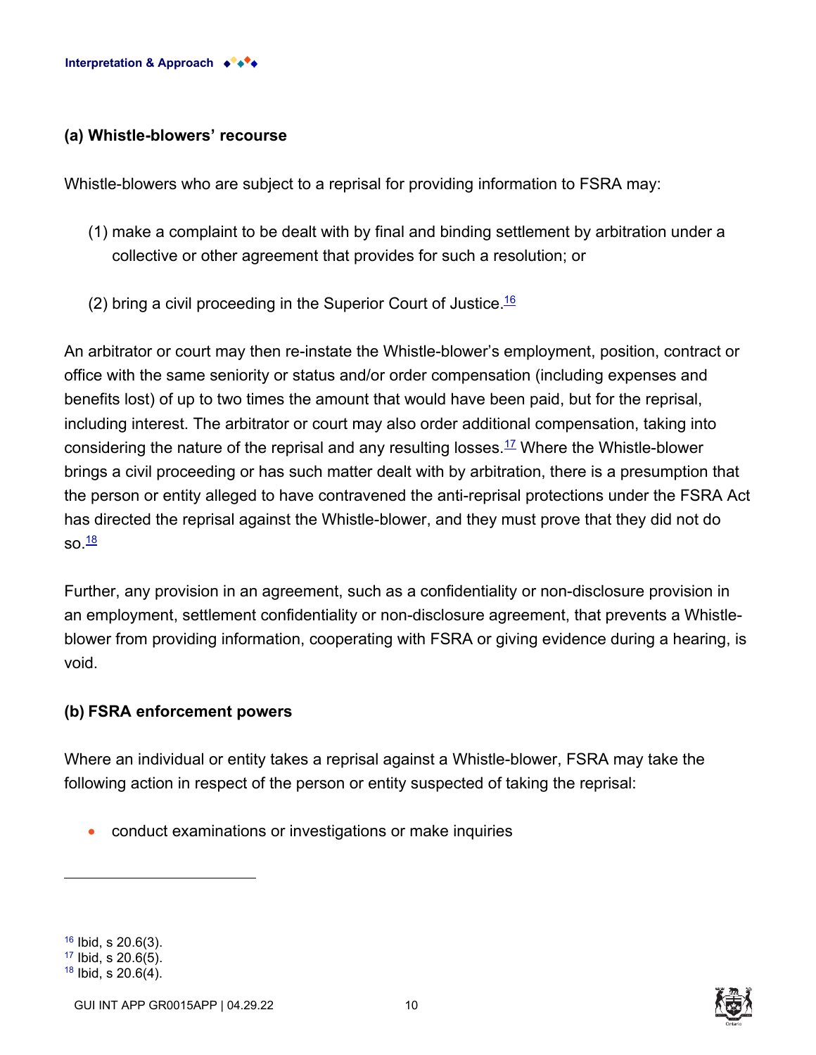### (a) Whistle-blowers' recourse

Whistle-blowers who are subject to a reprisal for providing information to FSRA may:

(1) make a complaint to be dealt with by final and binding settlement by arbitration under a collective or other agreement that provides for such a resolution; or

(2) bring a civil proceeding in the Superior Court of Justice.[16]

An arbitrator or court may then re-instate the Whistle-blower's employment, position, contract or office with the same seniority or status and/or order compensation (including expenses and benefits lost) of up to two times the amount that would have been paid, but for the reprisal, including interest. The arbitrator or court may also order additional compensation, taking into considering the nature of the reprisal and any resulting losses.[17] Where the Whistle-blower brings a civil proceeding or has such matter dealt with by arbitration, there is a presumption that the person or entity alleged to have contravened the anti-reprisal protections under the FSRA Act has directed the reprisal against the Whistle-blower, and they must prove that they did not do so.[18]

Further, any provision in an agreement, such as a confidentiality or non-disclosure provision in an employment, settlement confidentiality or non-disclosure agreement, that prevents a Whistle-blower from providing information, cooperating with FSRA or giving evidence during a hearing, is void.

### (b) FSRA enforcement powers

Where an individual or entity takes a reprisal against a Whistle-blower, FSRA may take the following action in respect of the person or entity suspected of taking the reprisal:

- conduct examinations or investigations or make inquiries

---

[16] Ibid, s 20.6(3).
[17] Ibid, s 20.6(5).
[18] Ibid, s 20.6(4).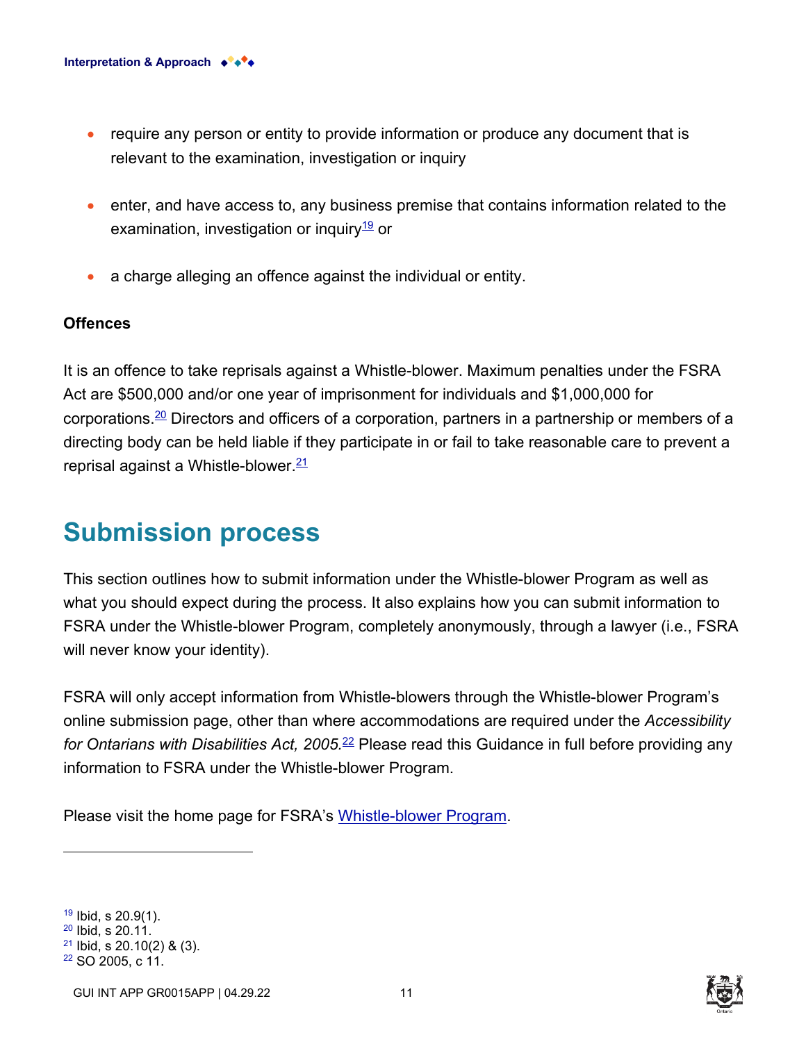- require any person or entity to provide information or produce any document that is relevant to the examination, investigation or inquiry
- enter, and have access to, any business premise that contains information related to the examination, investigation or inquiry[19] or
- a charge alleging an offence against the individual or entity.

**Offences**

It is an offence to take reprisals against a Whistle-blower. Maximum penalties under the FSRA Act are $500,000 and/or one year of imprisonment for individuals and $1,000,000 for corporations.[20] Directors and officers of a corporation, partners in a partnership or members of a directing body can be held liable if they participate in or fail to take reasonable care to prevent a reprisal against a Whistle-blower.[21]

## Submission process

This section outlines how to submit information under the Whistle-blower Program as well as what you should expect during the process. It also explains how you can submit information to FSRA under the Whistle-blower Program, completely anonymously, through a lawyer (i.e., FSRA will never know your identity).

FSRA will only accept information from Whistle-blowers through the Whistle-blower Program's online submission page, other than where accommodations are required under the *Accessibility for Ontarians with Disabilities Act, 2005.*[22] Please read this Guidance in full before providing any information to FSRA under the Whistle-blower Program.

Please visit the home page for FSRA's Whistle-blower Program.

---

[19] Ibid, s 20.9(1).
[20] Ibid, s 20.11.
[21] Ibid, s 20.10(2) & (3).
[22] SO 2005, c 11.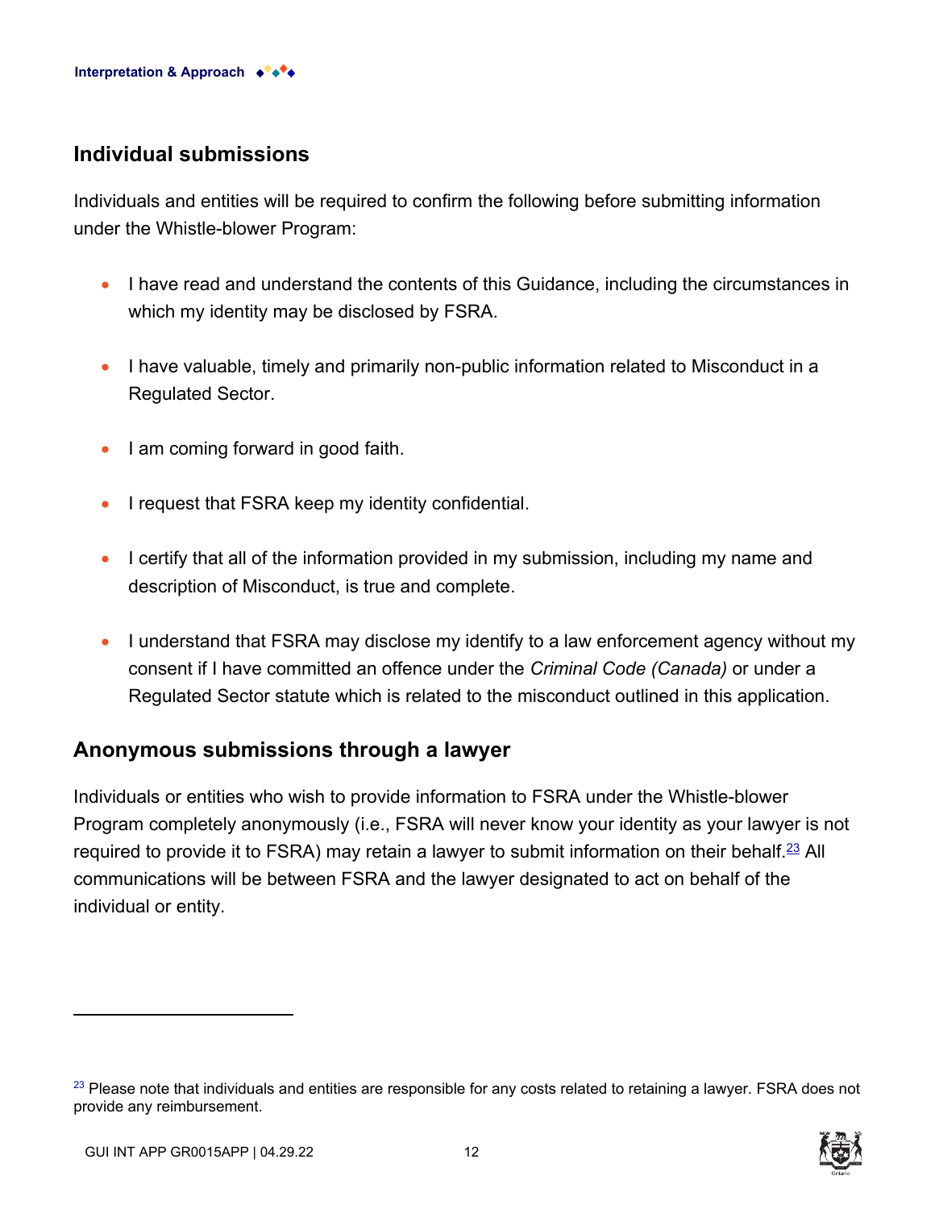## Individual submissions

Individuals and entities will be required to confirm the following before submitting information under the Whistle-blower Program:

- I have read and understand the contents of this Guidance, including the circumstances in which my identity may be disclosed by FSRA.
- I have valuable, timely and primarily non-public information related to Misconduct in a Regulated Sector.
- I am coming forward in good faith.
- I request that FSRA keep my identity confidential.
- I certify that all of the information provided in my submission, including my name and description of Misconduct, is true and complete.
- I understand that FSRA may disclose my identify to a law enforcement agency without my consent if I have committed an offence under the *Criminal Code (Canada)* or under a Regulated Sector statute which is related to the misconduct outlined in this application.

## Anonymous submissions through a lawyer

Individuals or entities who wish to provide information to FSRA under the Whistle-blower Program completely anonymously (i.e., FSRA will never know your identity as your lawyer is not required to provide it to FSRA) may retain a lawyer to submit information on their behalf.[23] All communications will be between FSRA and the lawyer designated to act on behalf of the individual or entity.

[23] Please note that individuals and entities are responsible for any costs related to retaining a lawyer. FSRA does not provide any reimbursement.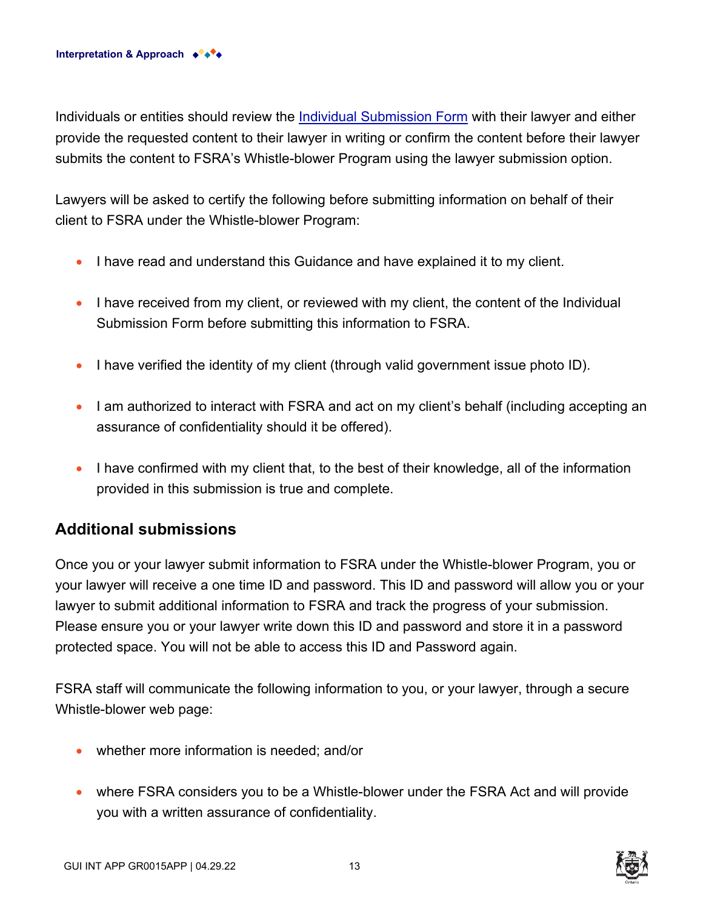Individuals or entities should review the [Individual Submission Form](#) with their lawyer and either provide the requested content to their lawyer in writing or confirm the content before their lawyer submits the content to FSRA's Whistle-blower Program using the lawyer submission option.

Lawyers will be asked to certify the following before submitting information on behalf of their client to FSRA under the Whistle-blower Program:

- I have read and understand this Guidance and have explained it to my client.
- I have received from my client, or reviewed with my client, the content of the Individual Submission Form before submitting this information to FSRA.
- I have verified the identity of my client (through valid government issue photo ID).
- I am authorized to interact with FSRA and act on my client's behalf (including accepting an assurance of confidentiality should it be offered).
- I have confirmed with my client that, to the best of their knowledge, all of the information provided in this submission is true and complete.

## Additional submissions

Once you or your lawyer submit information to FSRA under the Whistle-blower Program, you or your lawyer will receive a one time ID and password. This ID and password will allow you or your lawyer to submit additional information to FSRA and track the progress of your submission. Please ensure you or your lawyer write down this ID and password and store it in a password protected space. You will not be able to access this ID and Password again.

FSRA staff will communicate the following information to you, or your lawyer, through a secure Whistle-blower web page:

- whether more information is needed; and/or
- where FSRA considers you to be a Whistle-blower under the FSRA Act and will provide you with a written assurance of confidentiality.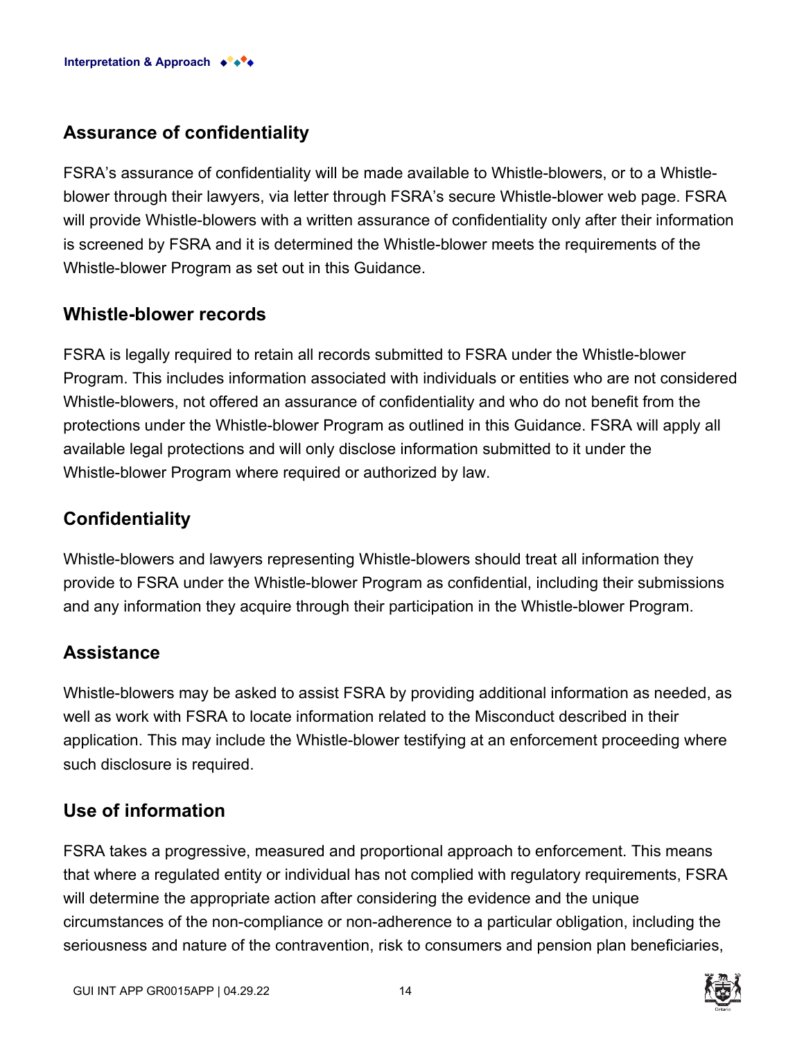## Assurance of confidentiality

FSRA's assurance of confidentiality will be made available to Whistle-blowers, or to a Whistle-blower through their lawyers, via letter through FSRA's secure Whistle-blower web page. FSRA will provide Whistle-blowers with a written assurance of confidentiality only after their information is screened by FSRA and it is determined the Whistle-blower meets the requirements of the Whistle-blower Program as set out in this Guidance.

## Whistle-blower records

FSRA is legally required to retain all records submitted to FSRA under the Whistle-blower Program. This includes information associated with individuals or entities who are not considered Whistle-blowers, not offered an assurance of confidentiality and who do not benefit from the protections under the Whistle-blower Program as outlined in this Guidance. FSRA will apply all available legal protections and will only disclose information submitted to it under the Whistle-blower Program where required or authorized by law.

## Confidentiality

Whistle-blowers and lawyers representing Whistle-blowers should treat all information they provide to FSRA under the Whistle-blower Program as confidential, including their submissions and any information they acquire through their participation in the Whistle-blower Program.

## Assistance

Whistle-blowers may be asked to assist FSRA by providing additional information as needed, as well as work with FSRA to locate information related to the Misconduct described in their application. This may include the Whistle-blower testifying at an enforcement proceeding where such disclosure is required.

## Use of information

FSRA takes a progressive, measured and proportional approach to enforcement. This means that where a regulated entity or individual has not complied with regulatory requirements, FSRA will determine the appropriate action after considering the evidence and the unique circumstances of the non-compliance or non-adherence to a particular obligation, including the seriousness and nature of the contravention, risk to consumers and pension plan beneficiaries,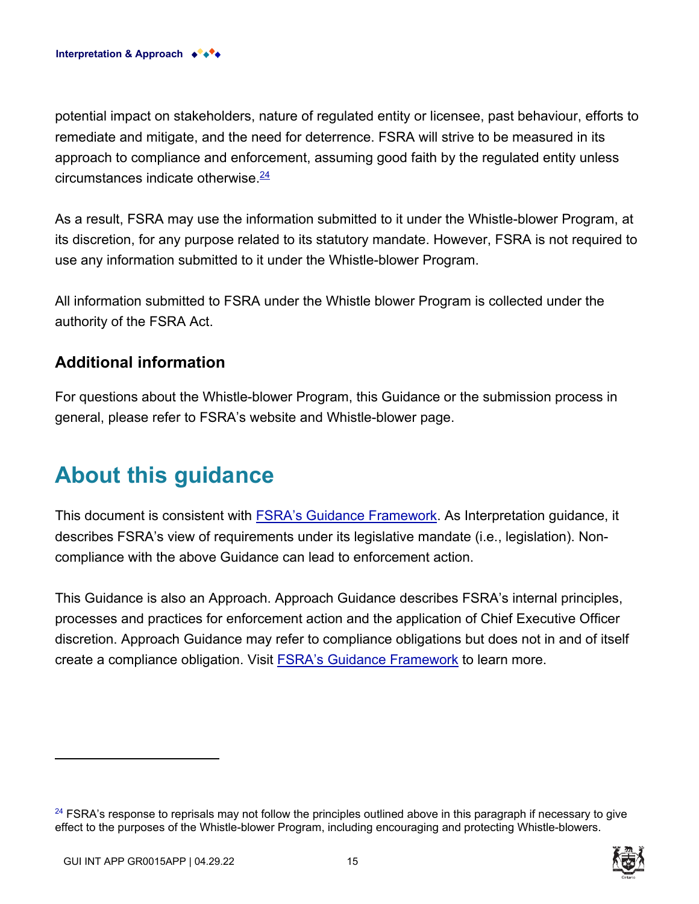potential impact on stakeholders, nature of regulated entity or licensee, past behaviour, efforts to remediate and mitigate, and the need for deterrence. FSRA will strive to be measured in its approach to compliance and enforcement, assuming good faith by the regulated entity unless circumstances indicate otherwise.[24]

As a result, FSRA may use the information submitted to it under the Whistle-blower Program, at its discretion, for any purpose related to its statutory mandate. However, FSRA is not required to use any information submitted to it under the Whistle-blower Program.

All information submitted to FSRA under the Whistle blower Program is collected under the authority of the FSRA Act.

### Additional information

For questions about the Whistle-blower Program, this Guidance or the submission process in general, please refer to FSRA's website and Whistle-blower page.

## About this guidance

This document is consistent with [FSRA's Guidance Framework](). As Interpretation guidance, it describes FSRA's view of requirements under its legislative mandate (i.e., legislation). Non-compliance with the above Guidance can lead to enforcement action.

This Guidance is also an Approach. Approach Guidance describes FSRA's internal principles, processes and practices for enforcement action and the application of Chief Executive Officer discretion. Approach Guidance may refer to compliance obligations but does not in and of itself create a compliance obligation. Visit [FSRA's Guidance Framework]() to learn more.

---

[24] FSRA's response to reprisals may not follow the principles outlined above in this paragraph if necessary to give effect to the purposes of the Whistle-blower Program, including encouraging and protecting Whistle-blowers.